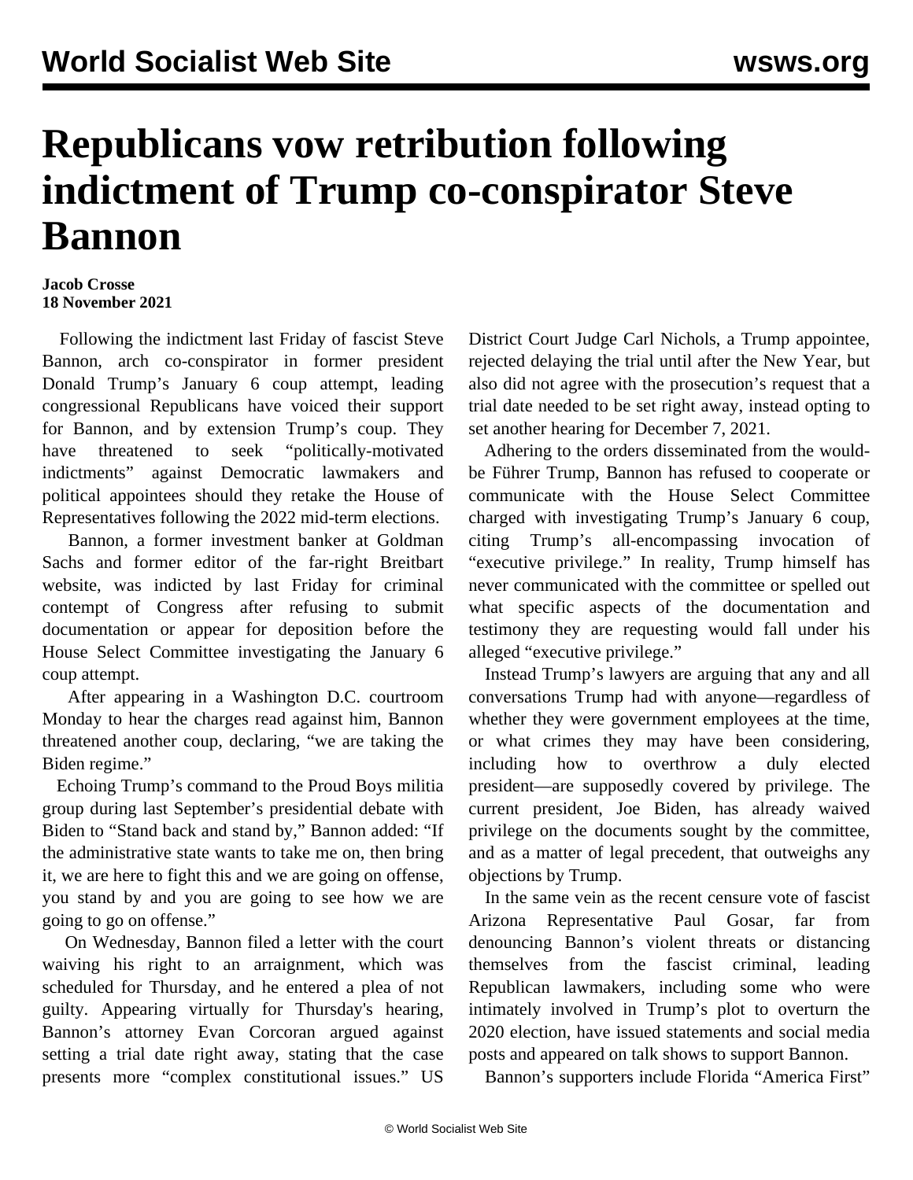# Republicans vow retribution following indictment of Trump co-conspirator Steve Bannon

**Jacob Crosse**
**18 November 2021**

Following the indictment last Friday of fascist Steve Bannon, arch co-conspirator in former president Donald Trump's January 6 coup attempt, leading congressional Republicans have voiced their support for Bannon, and by extension Trump's coup. They have threatened to seek "politically-motivated indictments" against Democratic lawmakers and political appointees should they retake the House of Representatives following the 2022 mid-term elections.

Bannon, a former investment banker at Goldman Sachs and former editor of the far-right Breitbart website, was indicted by last Friday for criminal contempt of Congress after refusing to submit documentation or appear for deposition before the House Select Committee investigating the January 6 coup attempt.

After appearing in a Washington D.C. courtroom Monday to hear the charges read against him, Bannon threatened another coup, declaring, "we are taking the Biden regime."

Echoing Trump's command to the Proud Boys militia group during last September's presidential debate with Biden to "Stand back and stand by," Bannon added: "If the administrative state wants to take me on, then bring it, we are here to fight this and we are going on offense, you stand by and you are going to see how we are going to go on offense."

On Wednesday, Bannon filed a letter with the court waiving his right to an arraignment, which was scheduled for Thursday, and he entered a plea of not guilty. Appearing virtually for Thursday's hearing, Bannon's attorney Evan Corcoran argued against setting a trial date right away, stating that the case presents more "complex constitutional issues." US District Court Judge Carl Nichols, a Trump appointee, rejected delaying the trial until after the New Year, but also did not agree with the prosecution's request that a trial date needed to be set right away, instead opting to set another hearing for December 7, 2021.

Adhering to the orders disseminated from the would-be Führer Trump, Bannon has refused to cooperate or communicate with the House Select Committee charged with investigating Trump's January 6 coup, citing Trump's all-encompassing invocation of "executive privilege." In reality, Trump himself has never communicated with the committee or spelled out what specific aspects of the documentation and testimony they are requesting would fall under his alleged "executive privilege."

Instead Trump's lawyers are arguing that any and all conversations Trump had with anyone—regardless of whether they were government employees at the time, or what crimes they may have been considering, including how to overthrow a duly elected president—are supposedly covered by privilege. The current president, Joe Biden, has already waived privilege on the documents sought by the committee, and as a matter of legal precedent, that outweighs any objections by Trump.

In the same vein as the recent censure vote of fascist Arizona Representative Paul Gosar, far from denouncing Bannon's violent threats or distancing themselves from the fascist criminal, leading Republican lawmakers, including some who were intimately involved in Trump's plot to overturn the 2020 election, have issued statements and social media posts and appeared on talk shows to support Bannon.

Bannon's supporters include Florida "America First"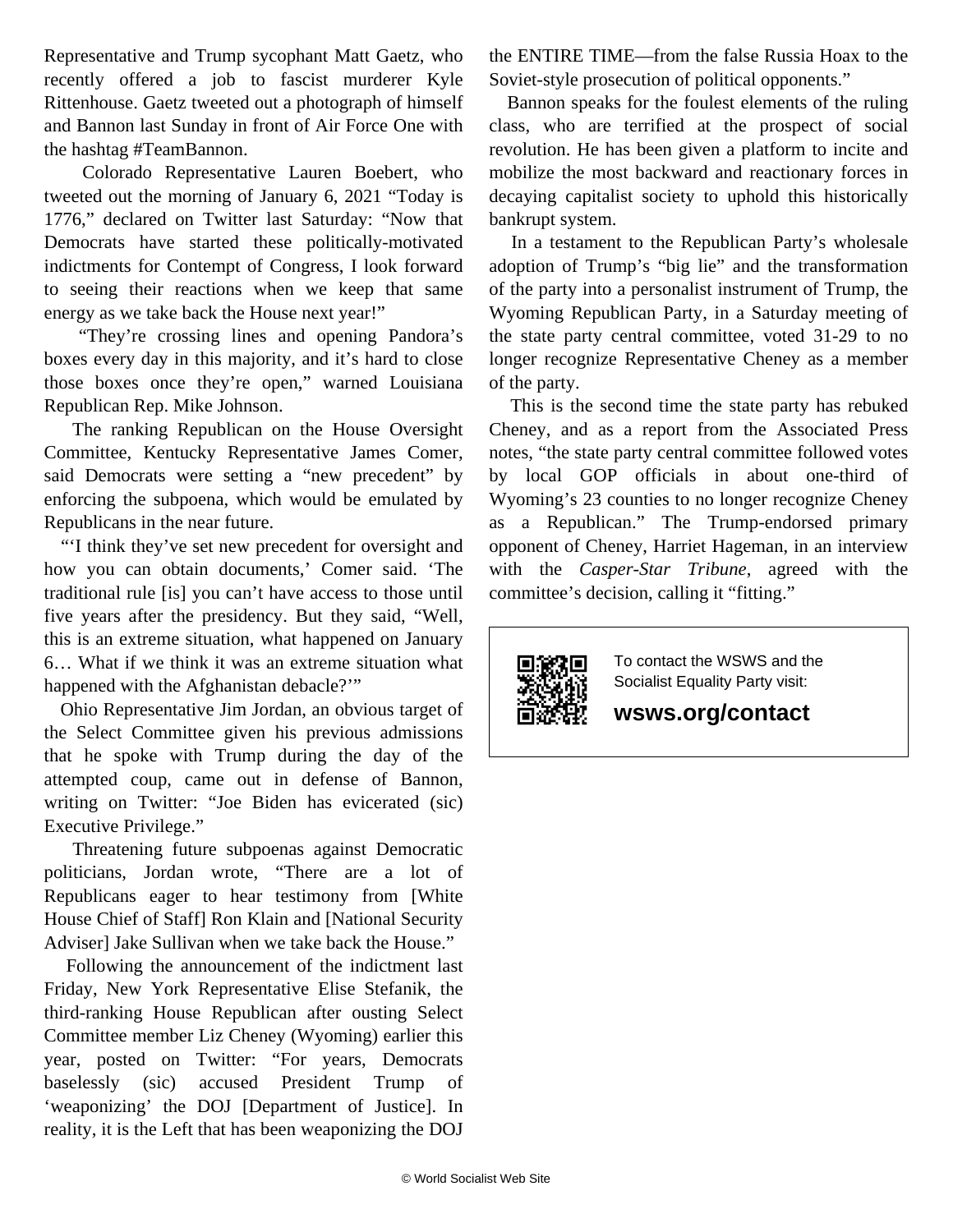Representative and Trump sycophant Matt Gaetz, who recently offered a job to fascist murderer Kyle Rittenhouse. Gaetz tweeted out a photograph of himself and Bannon last Sunday in front of Air Force One with the hashtag #TeamBannon.

Colorado Representative Lauren Boebert, who tweeted out the morning of January 6, 2021 "Today is 1776," declared on Twitter last Saturday: "Now that Democrats have started these politically-motivated indictments for Contempt of Congress, I look forward to seeing their reactions when we keep that same energy as we take back the House next year!"

"They're crossing lines and opening Pandora's boxes every day in this majority, and it's hard to close those boxes once they're open," warned Louisiana Republican Rep. Mike Johnson.

The ranking Republican on the House Oversight Committee, Kentucky Representative James Comer, said Democrats were setting a "new precedent" by enforcing the subpoena, which would be emulated by Republicans in the near future.

"'I think they've set new precedent for oversight and how you can obtain documents,' Comer said. 'The traditional rule [is] you can't have access to those until five years after the presidency. But they said, "Well, this is an extreme situation, what happened on January 6… What if we think it was an extreme situation what happened with the Afghanistan debacle?'"

Ohio Representative Jim Jordan, an obvious target of the Select Committee given his previous admissions that he spoke with Trump during the day of the attempted coup, came out in defense of Bannon, writing on Twitter: "Joe Biden has evicerated (sic) Executive Privilege."

Threatening future subpoenas against Democratic politicians, Jordan wrote, "There are a lot of Republicans eager to hear testimony from [White House Chief of Staff] Ron Klain and [National Security Adviser] Jake Sullivan when we take back the House."

Following the announcement of the indictment last Friday, New York Representative Elise Stefanik, the third-ranking House Republican after ousting Select Committee member Liz Cheney (Wyoming) earlier this year, posted on Twitter: "For years, Democrats baselessly (sic) accused President Trump of 'weaponizing' the DOJ [Department of Justice]. In reality, it is the Left that has been weaponizing the DOJ the ENTIRE TIME—from the false Russia Hoax to the Soviet-style prosecution of political opponents."

Bannon speaks for the foulest elements of the ruling class, who are terrified at the prospect of social revolution. He has been given a platform to incite and mobilize the most backward and reactionary forces in decaying capitalist society to uphold this historically bankrupt system.

In a testament to the Republican Party's wholesale adoption of Trump's "big lie" and the transformation of the party into a personalist instrument of Trump, the Wyoming Republican Party, in a Saturday meeting of the state party central committee, voted 31-29 to no longer recognize Representative Cheney as a member of the party.

This is the second time the state party has rebuked Cheney, and as a report from the Associated Press notes, "the state party central committee followed votes by local GOP officials in about one-third of Wyoming's 23 counties to no longer recognize Cheney as a Republican." The Trump-endorsed primary opponent of Cheney, Harriet Hageman, in an interview with the *Casper-Star Tribune*, agreed with the committee's decision, calling it "fitting."

To contact the WSWS and the Socialist Equality Party visit:

**wsws.org/contact**